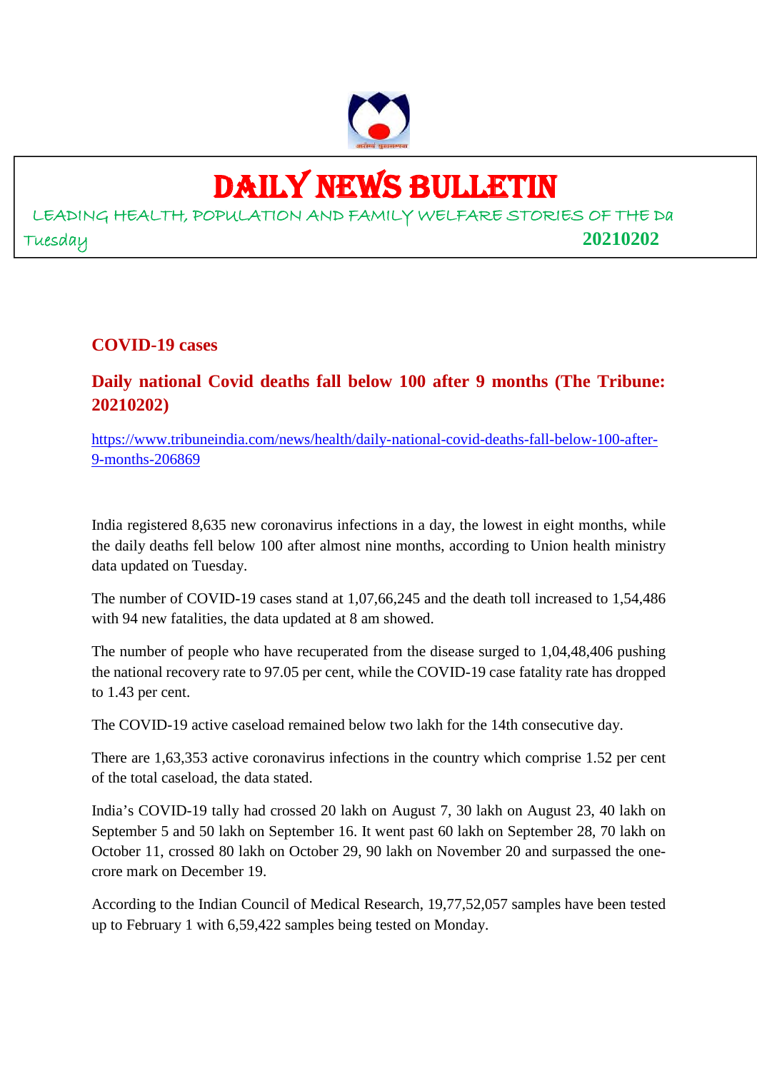# DAILY NEWS BULLETIN

LEADING HEALTH, POPULATION AND FAMILY WELFARE STORIES OF THE Da

Tuesday **20210202**

## COVID-19 cases

### Daily national Covid deaths fall below 100 after 9 months (The Tribune: 20210202)

https://www.tribuneindia.com/news/health/daily-national-covid-deaths-fall-below-100-after-9-months-206869

India registered 8,635 new coronavirus infections in a day, the lowest in eight months, while the daily deaths fell below 100 after almost nine months, according to Union health ministry data updated on Tuesday.

The number of COVID-19 cases stand at 1,07,66,245 and the death toll increased to 1,54,486 with 94 new fatalities, the data updated at 8 am showed.

The number of people who have recuperated from the disease surged to 1,04,48,406 pushing the national recovery rate to 97.05 per cent, while the COVID-19 case fatality rate has dropped to 1.43 per cent.

The COVID-19 active caseload remained below two lakh for the 14th consecutive day.

There are 1,63,353 active coronavirus infections in the country which comprise 1.52 per cent of the total caseload, the data stated.

India's COVID-19 tally had crossed 20 lakh on August 7, 30 lakh on August 23, 40 lakh on September 5 and 50 lakh on September 16. It went past 60 lakh on September 28, 70 lakh on October 11, crossed 80 lakh on October 29, 90 lakh on November 20 and surpassed the one-crore mark on December 19.

According to the Indian Council of Medical Research, 19,77,52,057 samples have been tested up to February 1 with 6,59,422 samples being tested on Monday.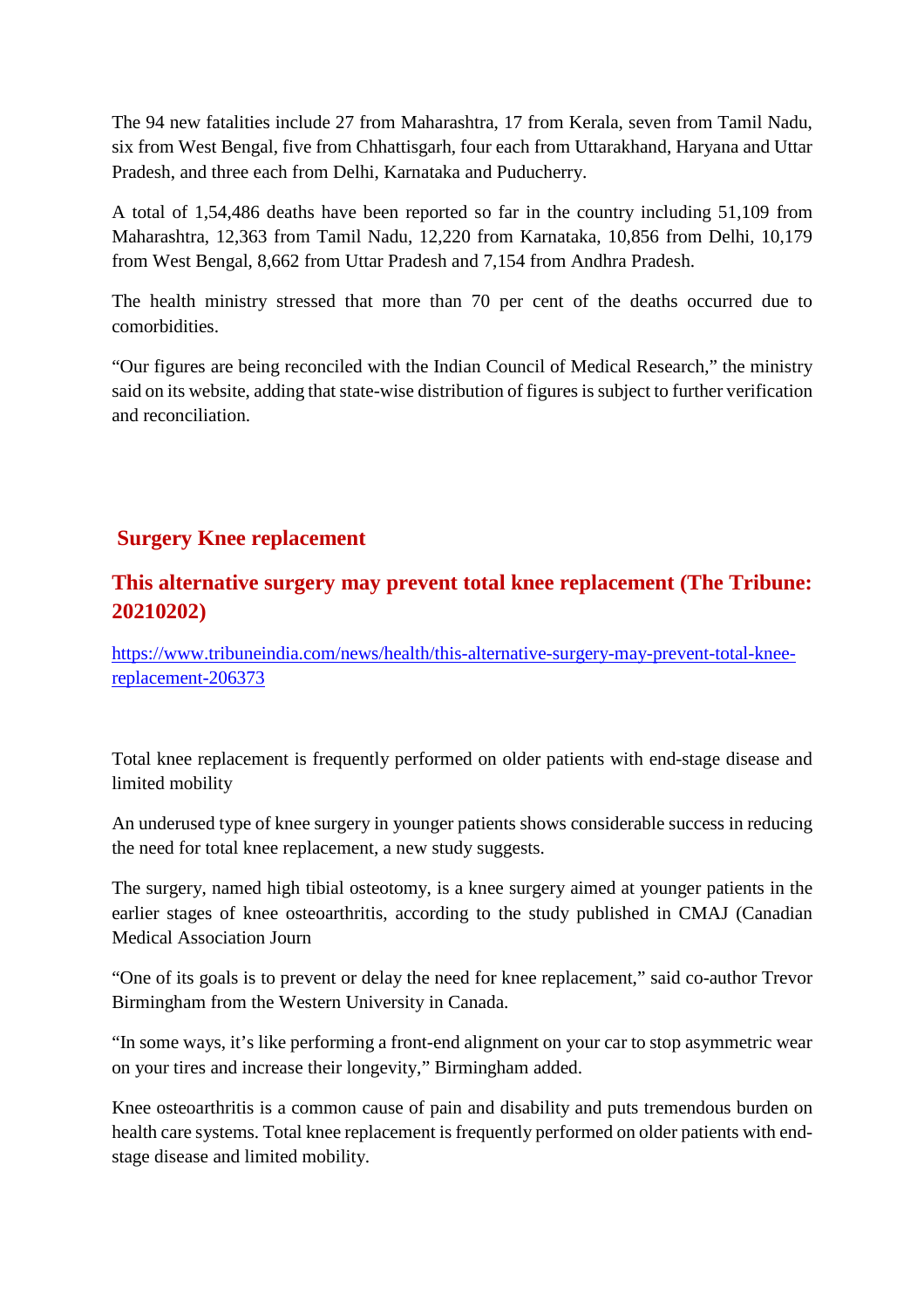The 94 new fatalities include 27 from Maharashtra, 17 from Kerala, seven from Tamil Nadu, six from West Bengal, five from Chhattisgarh, four each from Uttarakhand, Haryana and Uttar Pradesh, and three each from Delhi, Karnataka and Puducherry.

A total of 1,54,486 deaths have been reported so far in the country including 51,109 from Maharashtra, 12,363 from Tamil Nadu, 12,220 from Karnataka, 10,856 from Delhi, 10,179 from West Bengal, 8,662 from Uttar Pradesh and 7,154 from Andhra Pradesh.

The health ministry stressed that more than 70 per cent of the deaths occurred due to comorbidities.

"Our figures are being reconciled with the Indian Council of Medical Research," the ministry said on its website, adding that state-wise distribution of figures is subject to further verification and reconciliation.

## Surgery Knee replacement

## This alternative surgery may prevent total knee replacement (The Tribune: 20210202)

https://www.tribuneindia.com/news/health/this-alternative-surgery-may-prevent-total-knee-replacement-206373

Total knee replacement is frequently performed on older patients with end-stage disease and limited mobility

An underused type of knee surgery in younger patients shows considerable success in reducing the need for total knee replacement, a new study suggests.

The surgery, named high tibial osteotomy, is a knee surgery aimed at younger patients in the earlier stages of knee osteoarthritis, according to the study published in CMAJ (Canadian Medical Association Journ

"One of its goals is to prevent or delay the need for knee replacement," said co-author Trevor Birmingham from the Western University in Canada.

"In some ways, it's like performing a front-end alignment on your car to stop asymmetric wear on your tires and increase their longevity," Birmingham added.

Knee osteoarthritis is a common cause of pain and disability and puts tremendous burden on health care systems. Total knee replacement is frequently performed on older patients with end-stage disease and limited mobility.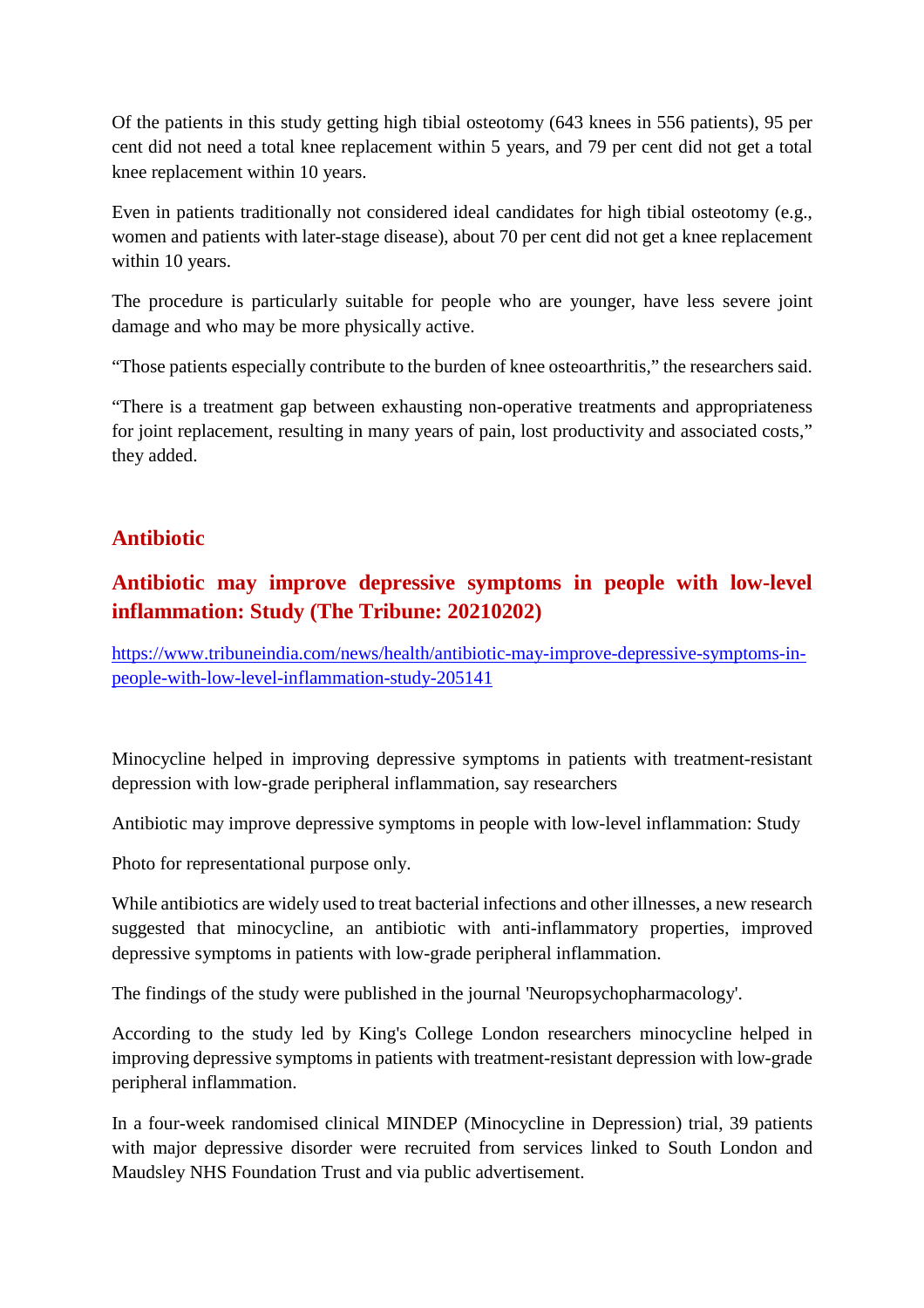Of the patients in this study getting high tibial osteotomy (643 knees in 556 patients), 95 per cent did not need a total knee replacement within 5 years, and 79 per cent did not get a total knee replacement within 10 years.

Even in patients traditionally not considered ideal candidates for high tibial osteotomy (e.g., women and patients with later-stage disease), about 70 per cent did not get a knee replacement within 10 years.

The procedure is particularly suitable for people who are younger, have less severe joint damage and who may be more physically active.

"Those patients especially contribute to the burden of knee osteoarthritis," the researchers said.

"There is a treatment gap between exhausting non-operative treatments and appropriateness for joint replacement, resulting in many years of pain, lost productivity and associated costs," they added.

## Antibiotic

### Antibiotic may improve depressive symptoms in people with low-level inflammation: Study (The Tribune: 20210202)

https://www.tribuneindia.com/news/health/antibiotic-may-improve-depressive-symptoms-in-people-with-low-level-inflammation-study-205141

Minocycline helped in improving depressive symptoms in patients with treatment-resistant depression with low-grade peripheral inflammation, say researchers

Antibiotic may improve depressive symptoms in people with low-level inflammation: Study

Photo for representational purpose only.

While antibiotics are widely used to treat bacterial infections and other illnesses, a new research suggested that minocycline, an antibiotic with anti-inflammatory properties, improved depressive symptoms in patients with low-grade peripheral inflammation.

The findings of the study were published in the journal 'Neuropsychopharmacology'.

According to the study led by King's College London researchers minocycline helped in improving depressive symptoms in patients with treatment-resistant depression with low-grade peripheral inflammation.

In a four-week randomised clinical MINDEP (Minocycline in Depression) trial, 39 patients with major depressive disorder were recruited from services linked to South London and Maudsley NHS Foundation Trust and via public advertisement.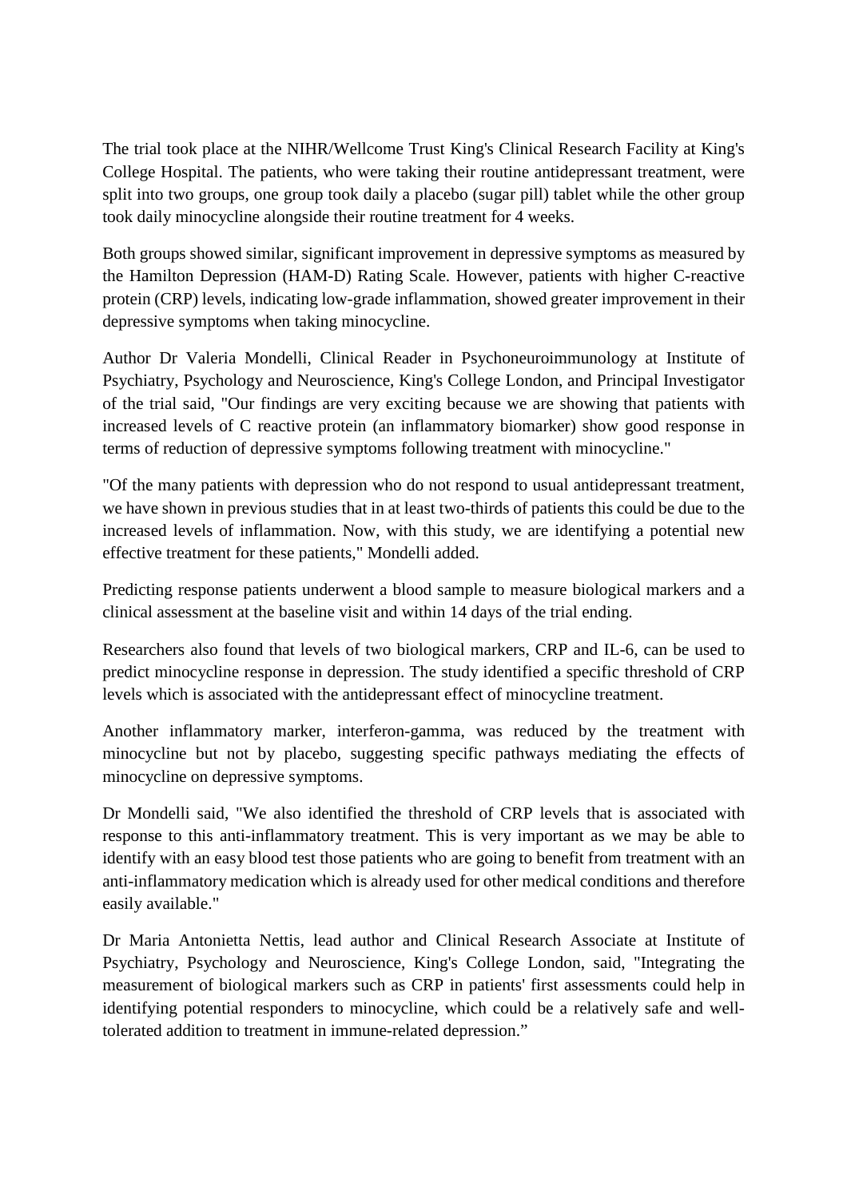The trial took place at the NIHR/Wellcome Trust King's Clinical Research Facility at King's College Hospital. The patients, who were taking their routine antidepressant treatment, were split into two groups, one group took daily a placebo (sugar pill) tablet while the other group took daily minocycline alongside their routine treatment for 4 weeks.

Both groups showed similar, significant improvement in depressive symptoms as measured by the Hamilton Depression (HAM-D) Rating Scale. However, patients with higher C-reactive protein (CRP) levels, indicating low-grade inflammation, showed greater improvement in their depressive symptoms when taking minocycline.

Author Dr Valeria Mondelli, Clinical Reader in Psychoneuroimmunology at Institute of Psychiatry, Psychology and Neuroscience, King's College London, and Principal Investigator of the trial said, "Our findings are very exciting because we are showing that patients with increased levels of C reactive protein (an inflammatory biomarker) show good response in terms of reduction of depressive symptoms following treatment with minocycline."

"Of the many patients with depression who do not respond to usual antidepressant treatment, we have shown in previous studies that in at least two-thirds of patients this could be due to the increased levels of inflammation. Now, with this study, we are identifying a potential new effective treatment for these patients," Mondelli added.

Predicting response patients underwent a blood sample to measure biological markers and a clinical assessment at the baseline visit and within 14 days of the trial ending.

Researchers also found that levels of two biological markers, CRP and IL-6, can be used to predict minocycline response in depression. The study identified a specific threshold of CRP levels which is associated with the antidepressant effect of minocycline treatment.

Another inflammatory marker, interferon-gamma, was reduced by the treatment with minocycline but not by placebo, suggesting specific pathways mediating the effects of minocycline on depressive symptoms.

Dr Mondelli said, "We also identified the threshold of CRP levels that is associated with response to this anti-inflammatory treatment. This is very important as we may be able to identify with an easy blood test those patients who are going to benefit from treatment with an anti-inflammatory medication which is already used for other medical conditions and therefore easily available."

Dr Maria Antonietta Nettis, lead author and Clinical Research Associate at Institute of Psychiatry, Psychology and Neuroscience, King's College London, said, "Integrating the measurement of biological markers such as CRP in patients' first assessments could help in identifying potential responders to minocycline, which could be a relatively safe and well-tolerated addition to treatment in immune-related depression."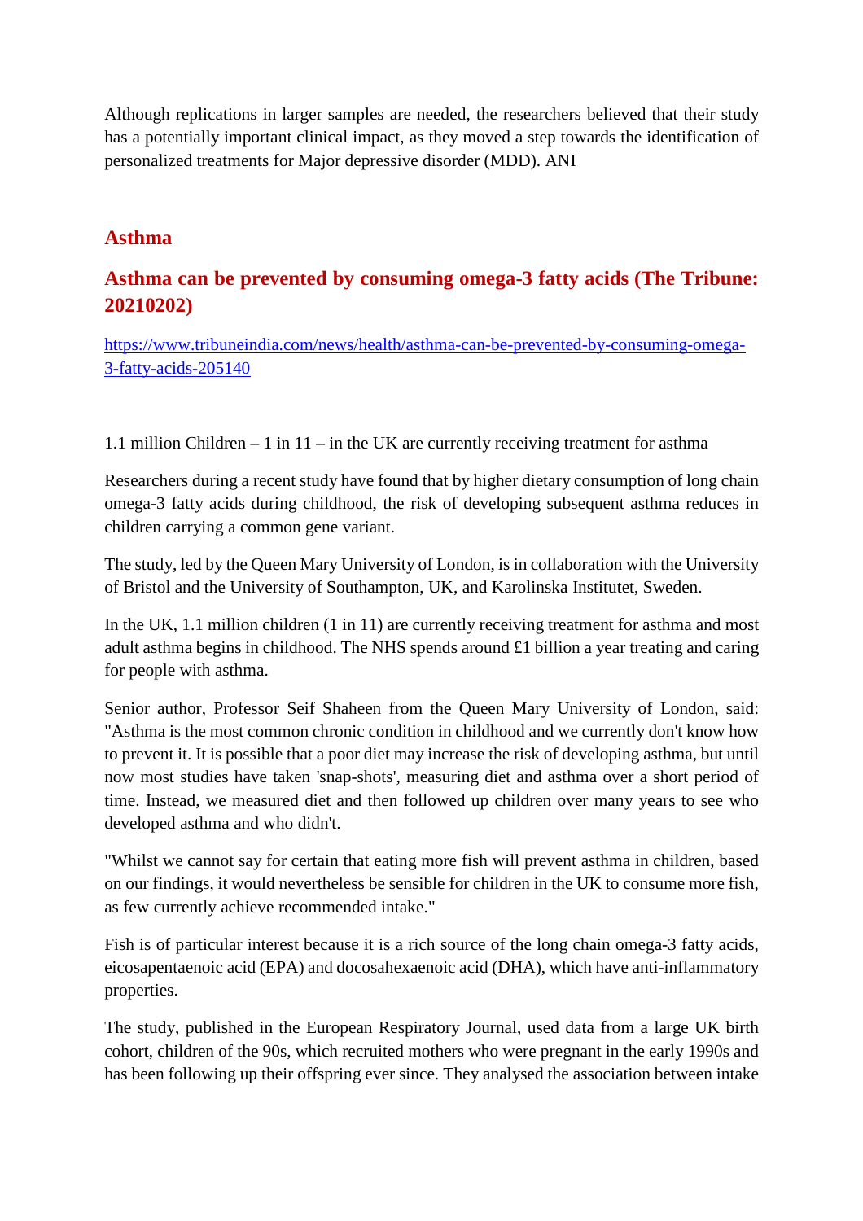Although replications in larger samples are needed, the researchers believed that their study has a potentially important clinical impact, as they moved a step towards the identification of personalized treatments for Major depressive disorder (MDD). ANI

## Asthma

## Asthma can be prevented by consuming omega-3 fatty acids (The Tribune: 20210202)

https://www.tribuneindia.com/news/health/asthma-can-be-prevented-by-consuming-omega-3-fatty-acids-205140

1.1 million Children – 1 in 11 – in the UK are currently receiving treatment for asthma

Researchers during a recent study have found that by higher dietary consumption of long chain omega-3 fatty acids during childhood, the risk of developing subsequent asthma reduces in children carrying a common gene variant.

The study, led by the Queen Mary University of London, is in collaboration with the University of Bristol and the University of Southampton, UK, and Karolinska Institutet, Sweden.

In the UK, 1.1 million children (1 in 11) are currently receiving treatment for asthma and most adult asthma begins in childhood. The NHS spends around £1 billion a year treating and caring for people with asthma.

Senior author, Professor Seif Shaheen from the Queen Mary University of London, said: "Asthma is the most common chronic condition in childhood and we currently don't know how to prevent it. It is possible that a poor diet may increase the risk of developing asthma, but until now most studies have taken 'snap-shots', measuring diet and asthma over a short period of time. Instead, we measured diet and then followed up children over many years to see who developed asthma and who didn't.

"Whilst we cannot say for certain that eating more fish will prevent asthma in children, based on our findings, it would nevertheless be sensible for children in the UK to consume more fish, as few currently achieve recommended intake."

Fish is of particular interest because it is a rich source of the long chain omega-3 fatty acids, eicosapentaenoic acid (EPA) and docosahexaenoic acid (DHA), which have anti-inflammatory properties.

The study, published in the European Respiratory Journal, used data from a large UK birth cohort, children of the 90s, which recruited mothers who were pregnant in the early 1990s and has been following up their offspring ever since. They analysed the association between intake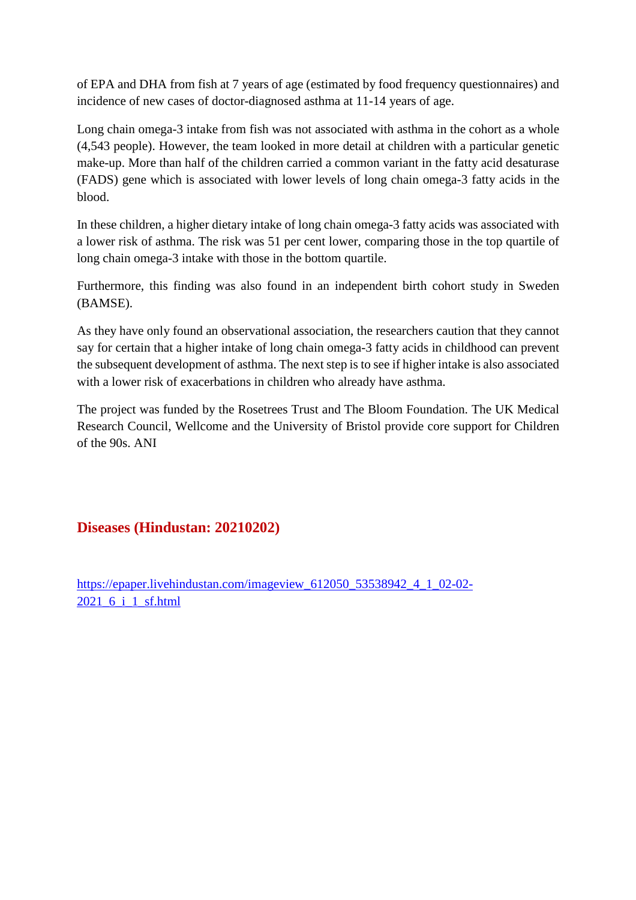of EPA and DHA from fish at 7 years of age (estimated by food frequency questionnaires) and incidence of new cases of doctor-diagnosed asthma at 11-14 years of age.

Long chain omega-3 intake from fish was not associated with asthma in the cohort as a whole (4,543 people). However, the team looked in more detail at children with a particular genetic make-up. More than half of the children carried a common variant in the fatty acid desaturase (FADS) gene which is associated with lower levels of long chain omega-3 fatty acids in the blood.

In these children, a higher dietary intake of long chain omega-3 fatty acids was associated with a lower risk of asthma. The risk was 51 per cent lower, comparing those in the top quartile of long chain omega-3 intake with those in the bottom quartile.

Furthermore, this finding was also found in an independent birth cohort study in Sweden (BAMSE).

As they have only found an observational association, the researchers caution that they cannot say for certain that a higher intake of long chain omega-3 fatty acids in childhood can prevent the subsequent development of asthma. The next step is to see if higher intake is also associated with a lower risk of exacerbations in children who already have asthma.

The project was funded by the Rosetrees Trust and The Bloom Foundation. The UK Medical Research Council, Wellcome and the University of Bristol provide core support for Children of the 90s. ANI

## Diseases (Hindustan: 20210202)

https://epaper.livehindustan.com/imageview_612050_53538942_4_1_02-02-2021_6_i_1_sf.html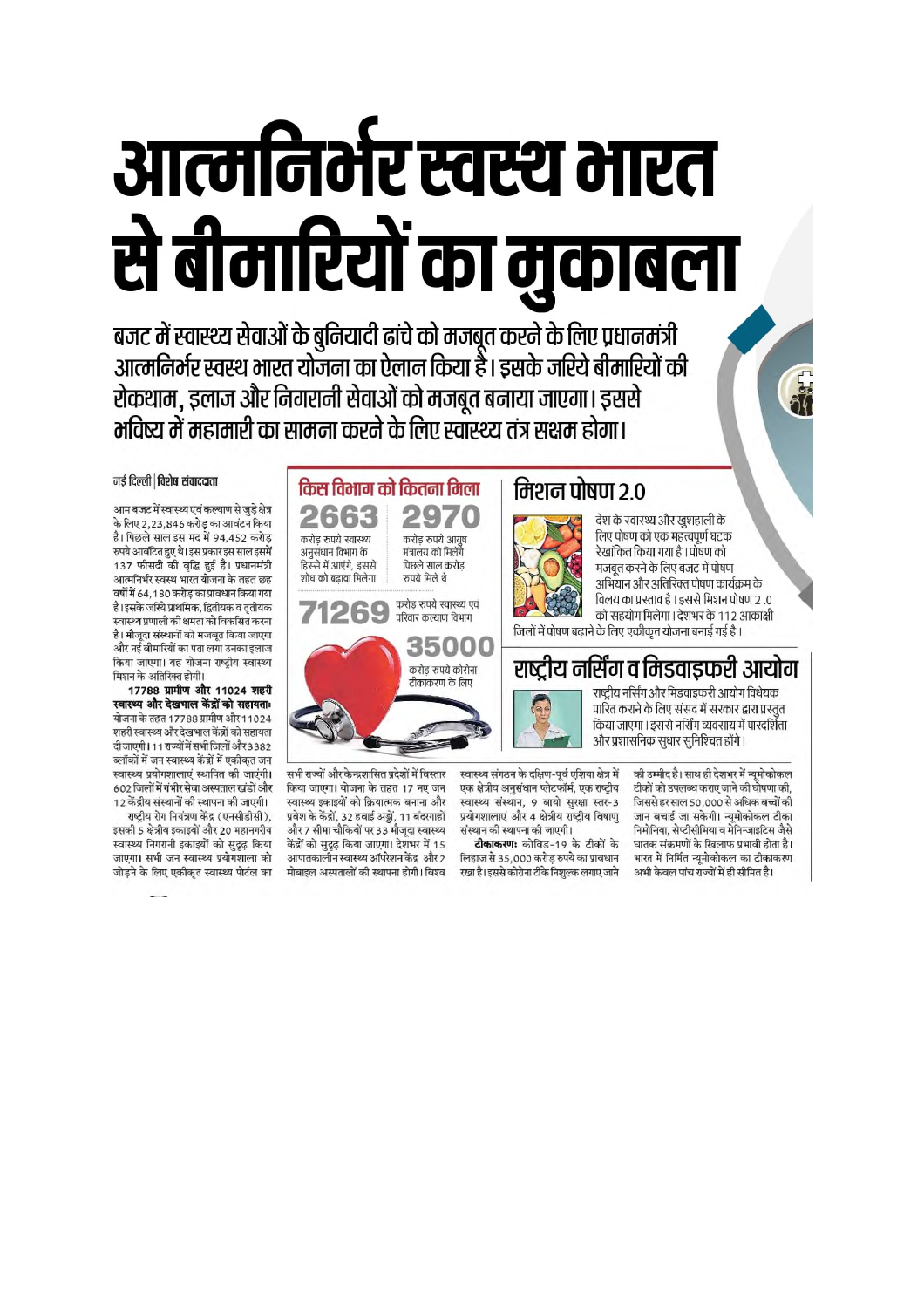# आत्मनिर्भर स्वस्थ भारत से बीमारियों का मुकाबला

**बजट में स्वास्थ्य सेवाओं के बुनियादी ढांचे को मजबूत करने के लिए प्रधानमंत्री आत्मनिर्भर स्वस्थ भारत योजना का ऐलान किया है। इसके जरिये बीमारियों की रोकथाम, इलाज और निगरानी सेवाओं को मजबूत बनाया जाएगा। इससे भविष्य में महामारी का सामना करने के लिए स्वास्थ्य तंत्र सक्षम होगा।**

नई दिल्ली | **विशेष संवाददाता**

आम बजट में स्वास्थ्य एवं कल्याण से जुड़े क्षेत्र के लिए 2,23,846 करोड़ का आवंटन किया है। पिछले साल इस मद में 94,452 करोड़ रुपये आवंटित हुए थे। इस प्रकार इस साल इसमें 137 फीसदी की वृद्धि हुई है। प्रधानमंत्री आत्मनिर्भर स्वस्थ भारत योजना के तहत छह वर्षों में 64,180 करोड़ का प्रावधान किया गया है। इसके जरिये प्राथमिक, द्वितीयक व तृतीयक स्वास्थ्य प्रणाली की क्षमता को विकसित करना है। मौजूदा संस्थानों को मजबूत किया जाएगा और नई बीमारियों का पता लगा उनका इलाज किया जाएगा। यह योजना राष्ट्रीय स्वास्थ्य मिशन के अतिरिक्त होगी।

**17788 ग्रामीण और 11024 शहरी स्वास्थ्य और देखभाल केंद्रों को सहायताः** योजना के तहत 17788 ग्रामीण और 11024 शहरी स्वास्थ्य और देखभाल केंद्रों को सहायता दी जाएगी। 11 राज्यों में सभी जिलों और 3382 ब्लॉकों में जन स्वास्थ्य केंद्रों में एकीकृत जन स्वास्थ्य प्रयोगशालाएं स्थापित की जाएंगी। 602 जिलों में गंभीर सेवा अस्पताल खंडों और 12 केंद्रीय संस्थानों की स्थापना की जाएगी।

राष्ट्रीय रोग नियंत्रण केंद्र (एनसीडीसी), इसकी 5 क्षेत्रीय इकाइयों और 20 महानगरीय स्वास्थ्य निगरानी इकाइयों को सुदृढ़ किया जाएगा। सभी जन स्वास्थ्य प्रयोगशाला को जोड़ने के लिए एकीकृत स्वास्थ्य पोर्टल का सभी राज्यों और केन्द्रशासित प्रदेशों में विस्तार किया जाएगा। योजना के तहत 17 नए जन स्वास्थ्य इकाइयों को क्रियात्मक बनाना और प्रवेश के केंद्रों, 32 हवाई अड्डों, 11 बंदरगाहों और 7 सीमा चौकियों पर 33 मौजूदा स्वास्थ्य केंद्रों को सुदृढ़ किया जाएगा। देशभर में 15 आपातकालीन स्वास्थ्य ऑपरेशन केंद्र और 2 मोबाइल अस्पतालों की स्थापना होगी। विश्व स्वास्थ्य संगठन के दक्षिण-पूर्व एशिया क्षेत्र में एक क्षेत्रीय अनुसंधान प्लेटफॉर्म, एक राष्ट्रीय स्वास्थ्य संस्थान, 9 बायो सुरक्षा स्तर-3 प्रयोगशालाएं और 4 क्षेत्रीय राष्ट्रीय विषाणु संस्थान की स्थापना की जाएगी।

**टीकाकरणः** कोविड-19 के टीकों के लिहाज से 35,000 करोड़ रुपये का प्रावधान रखा है। इससे कोरोना टीके निशुल्क लगाए जाने की उम्मीद है। साथ ही देशभर में न्यूमोकोकल टीकों को उपलब्ध कराए जाने की घोषणा की, जिससे हर साल 50,000 से अधिक बच्चों की जान बचाई जा सकेगी। न्यूमोकोकल टीका निमोनिया, सेप्टीसीमिया व मेनिन्जाइटिस जैसे घातक संक्रमणों के खिलाफ प्रभावी होता है। भारत में निर्मित न्यूमोकोकल का टीकाकरण अभी केवल पांच राज्यों में ही सीमित है।

## किस विभाग को कितना मिला

**2663** करोड़ रुपये स्वास्थ्य अनुसंधान विभाग के हिस्से में आएंगे, इससे शोध को बढ़ावा मिलेगा

**2970** करोड़ रुपये आयुष मंत्रालय को मिलेंगे पिछले साल करोड़ रुपये मिले थे

**71269** करोड़ रुपये स्वास्थ्य एवं परिवार कल्याण विभाग

**35000** करोड़ रुपये कोरोना टीकाकरण के लिए

## मिशन पोषण 2.0

देश के स्वास्थ्य और खुशहाली के लिए पोषण को एक महत्वपूर्ण घटक रेखांकित किया गया है। पोषण को मजबूत करने के लिए बजट में पोषण अभियान और अतिरिक्त पोषण कार्यक्रम के विलय का प्रस्ताव है। इससे मिशन पोषण 2.0 को सहयोग मिलेगा। देशभर के 112 आकांक्षी जिलों में पोषण बढ़ाने के लिए एकीकृत योजना बनाई गई है।

## राष्ट्रीय नर्सिंग व मिडवाइफरी आयोग

राष्ट्रीय नर्सिंग और मिडवाइफरी आयोग विधेयक पारित कराने के लिए संसद में सरकार द्वारा प्रस्तुत किया जाएगा। इससे नर्सिंग व्यवसाय में पारदर्शिता और प्रशासनिक सुधार सुनिश्चित होंगे।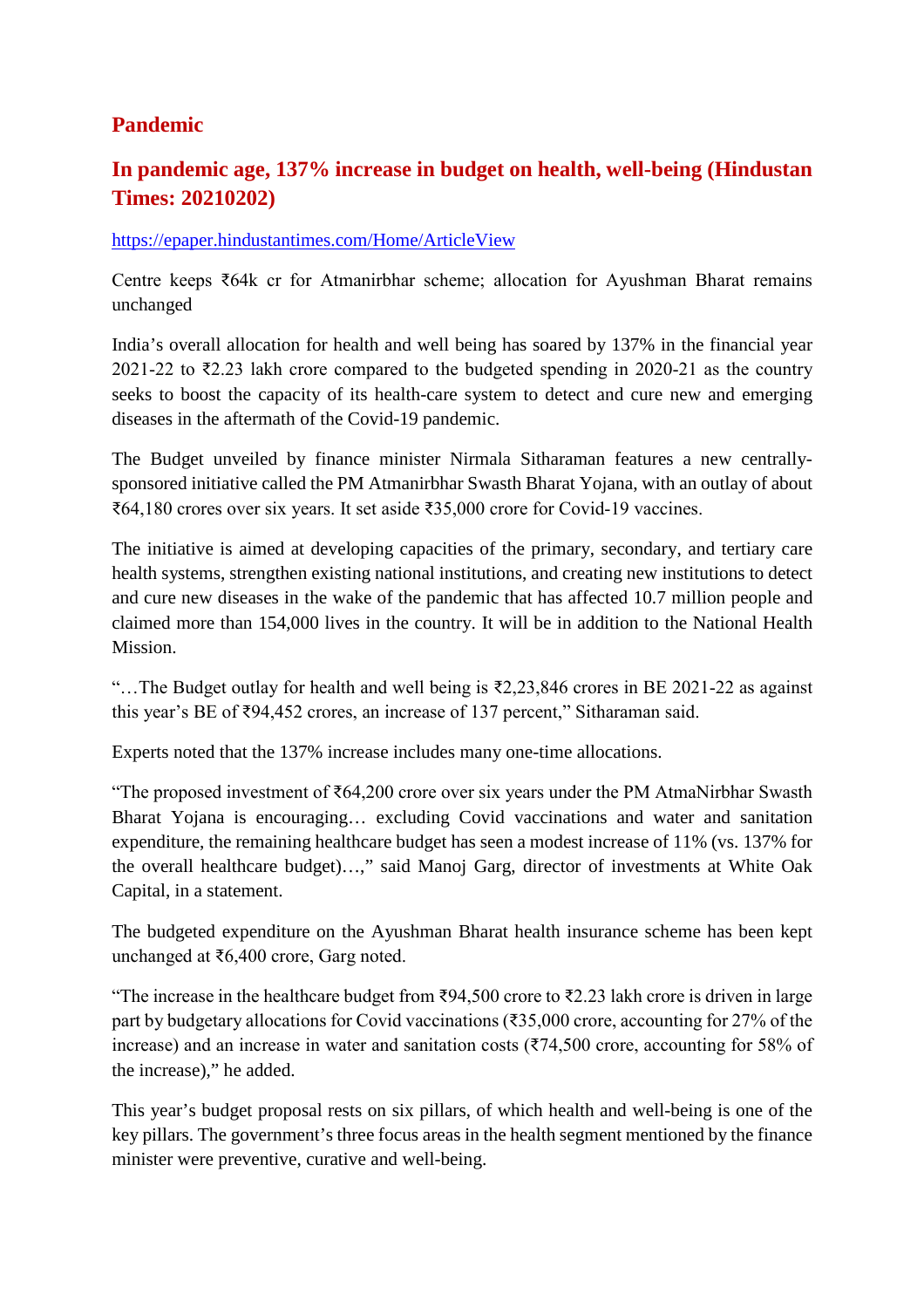## Pandemic

## In pandemic age, 137% increase in budget on health, well-being (Hindustan Times: 20210202)

https://epaper.hindustantimes.com/Home/ArticleView

Centre keeps ₹64k cr for Atmanirbhar scheme; allocation for Ayushman Bharat remains unchanged

India's overall allocation for health and well being has soared by 137% in the financial year 2021-22 to ₹2.23 lakh crore compared to the budgeted spending in 2020-21 as the country seeks to boost the capacity of its health-care system to detect and cure new and emerging diseases in the aftermath of the Covid-19 pandemic.

The Budget unveiled by finance minister Nirmala Sitharaman features a new centrally-sponsored initiative called the PM Atmanirbhar Swasth Bharat Yojana, with an outlay of about ₹64,180 crores over six years. It set aside ₹35,000 crore for Covid-19 vaccines.

The initiative is aimed at developing capacities of the primary, secondary, and tertiary care health systems, strengthen existing national institutions, and creating new institutions to detect and cure new diseases in the wake of the pandemic that has affected 10.7 million people and claimed more than 154,000 lives in the country. It will be in addition to the National Health Mission.

"…The Budget outlay for health and well being is ₹2,23,846 crores in BE 2021-22 as against this year's BE of ₹94,452 crores, an increase of 137 percent," Sitharaman said.

Experts noted that the 137% increase includes many one-time allocations.

"The proposed investment of ₹64,200 crore over six years under the PM AtmaNirbhar Swasth Bharat Yojana is encouraging… excluding Covid vaccinations and water and sanitation expenditure, the remaining healthcare budget has seen a modest increase of 11% (vs. 137% for the overall healthcare budget)…," said Manoj Garg, director of investments at White Oak Capital, in a statement.

The budgeted expenditure on the Ayushman Bharat health insurance scheme has been kept unchanged at ₹6,400 crore, Garg noted.

"The increase in the healthcare budget from ₹94,500 crore to ₹2.23 lakh crore is driven in large part by budgetary allocations for Covid vaccinations (₹35,000 crore, accounting for 27% of the increase) and an increase in water and sanitation costs (₹74,500 crore, accounting for 58% of the increase)," he added.

This year's budget proposal rests on six pillars, of which health and well-being is one of the key pillars. The government's three focus areas in the health segment mentioned by the finance minister were preventive, curative and well-being.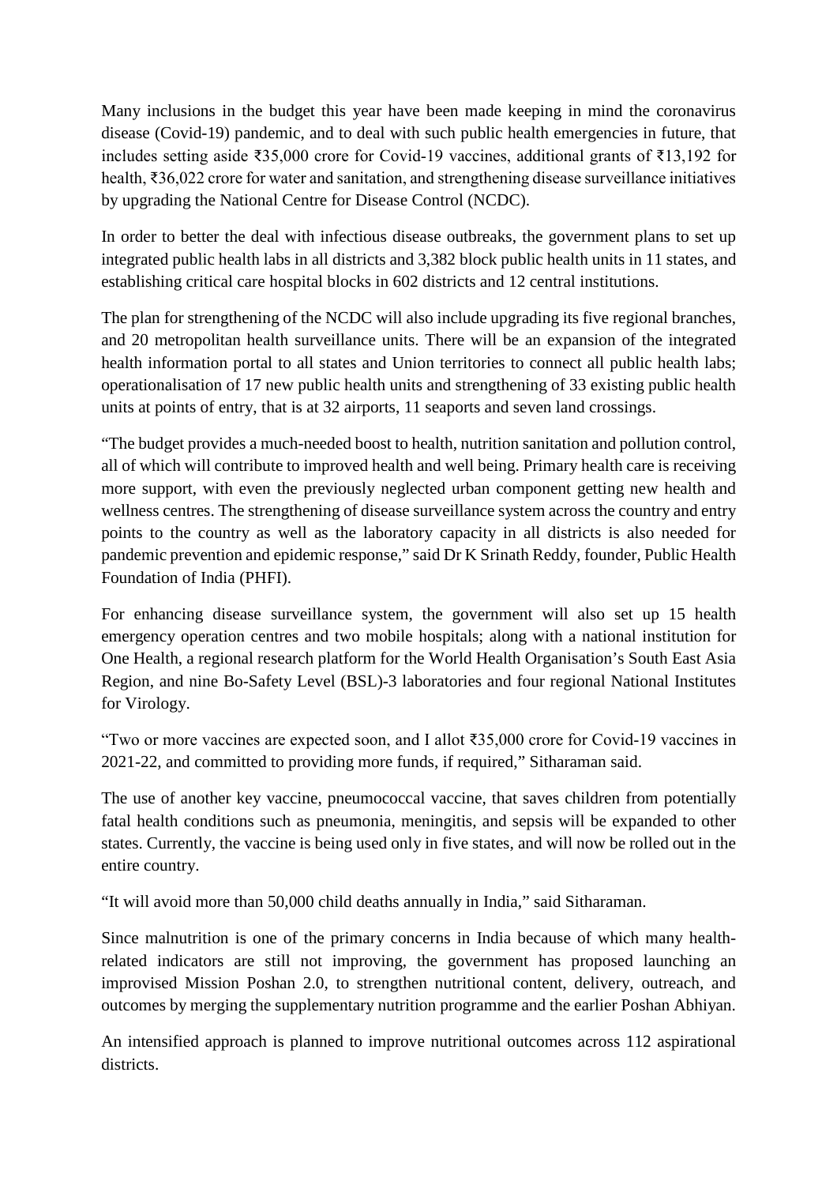Many inclusions in the budget this year have been made keeping in mind the coronavirus disease (Covid-19) pandemic, and to deal with such public health emergencies in future, that includes setting aside ₹35,000 crore for Covid-19 vaccines, additional grants of ₹13,192 for health, ₹36,022 crore for water and sanitation, and strengthening disease surveillance initiatives by upgrading the National Centre for Disease Control (NCDC).

In order to better the deal with infectious disease outbreaks, the government plans to set up integrated public health labs in all districts and 3,382 block public health units in 11 states, and establishing critical care hospital blocks in 602 districts and 12 central institutions.

The plan for strengthening of the NCDC will also include upgrading its five regional branches, and 20 metropolitan health surveillance units. There will be an expansion of the integrated health information portal to all states and Union territories to connect all public health labs; operationalisation of 17 new public health units and strengthening of 33 existing public health units at points of entry, that is at 32 airports, 11 seaports and seven land crossings.

"The budget provides a much-needed boost to health, nutrition sanitation and pollution control, all of which will contribute to improved health and well being. Primary health care is receiving more support, with even the previously neglected urban component getting new health and wellness centres. The strengthening of disease surveillance system across the country and entry points to the country as well as the laboratory capacity in all districts is also needed for pandemic prevention and epidemic response," said Dr K Srinath Reddy, founder, Public Health Foundation of India (PHFI).

For enhancing disease surveillance system, the government will also set up 15 health emergency operation centres and two mobile hospitals; along with a national institution for One Health, a regional research platform for the World Health Organisation's South East Asia Region, and nine Bo-Safety Level (BSL)-3 laboratories and four regional National Institutes for Virology.

"Two or more vaccines are expected soon, and I allot ₹35,000 crore for Covid-19 vaccines in 2021-22, and committed to providing more funds, if required," Sitharaman said.

The use of another key vaccine, pneumococcal vaccine, that saves children from potentially fatal health conditions such as pneumonia, meningitis, and sepsis will be expanded to other states. Currently, the vaccine is being used only in five states, and will now be rolled out in the entire country.

"It will avoid more than 50,000 child deaths annually in India," said Sitharaman.

Since malnutrition is one of the primary concerns in India because of which many health-related indicators are still not improving, the government has proposed launching an improvised Mission Poshan 2.0, to strengthen nutritional content, delivery, outreach, and outcomes by merging the supplementary nutrition programme and the earlier Poshan Abhiyan.

An intensified approach is planned to improve nutritional outcomes across 112 aspirational districts.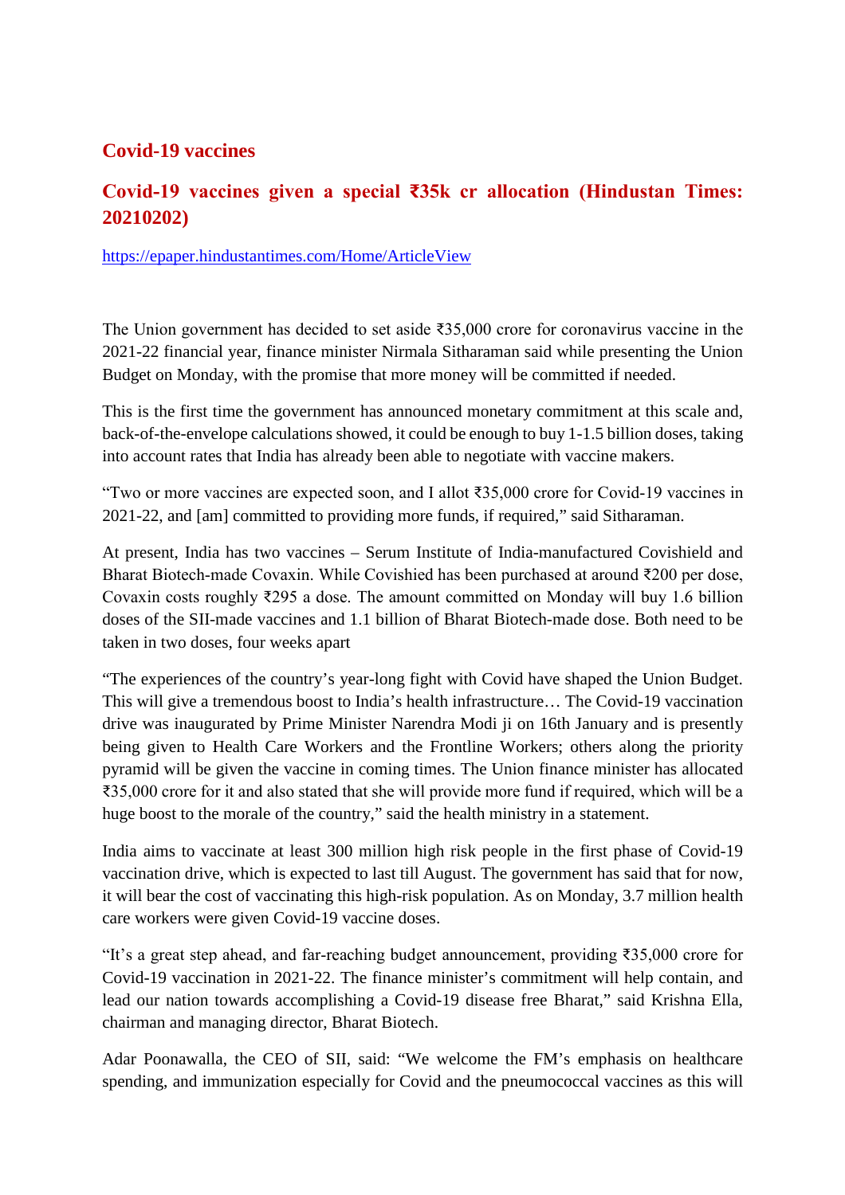## Covid-19 vaccines

### Covid-19 vaccines given a special ₹35k cr allocation (Hindustan Times: 20210202)

https://epaper.hindustantimes.com/Home/ArticleView

The Union government has decided to set aside ₹35,000 crore for coronavirus vaccine in the 2021-22 financial year, finance minister Nirmala Sitharaman said while presenting the Union Budget on Monday, with the promise that more money will be committed if needed.

This is the first time the government has announced monetary commitment at this scale and, back-of-the-envelope calculations showed, it could be enough to buy 1-1.5 billion doses, taking into account rates that India has already been able to negotiate with vaccine makers.

"Two or more vaccines are expected soon, and I allot ₹35,000 crore for Covid-19 vaccines in 2021-22, and [am] committed to providing more funds, if required," said Sitharaman.

At present, India has two vaccines – Serum Institute of India-manufactured Covishield and Bharat Biotech-made Covaxin. While Covishied has been purchased at around ₹200 per dose, Covaxin costs roughly ₹295 a dose. The amount committed on Monday will buy 1.6 billion doses of the SII-made vaccines and 1.1 billion of Bharat Biotech-made dose. Both need to be taken in two doses, four weeks apart

"The experiences of the country's year-long fight with Covid have shaped the Union Budget. This will give a tremendous boost to India's health infrastructure… The Covid-19 vaccination drive was inaugurated by Prime Minister Narendra Modi ji on 16th January and is presently being given to Health Care Workers and the Frontline Workers; others along the priority pyramid will be given the vaccine in coming times. The Union finance minister has allocated ₹35,000 crore for it and also stated that she will provide more fund if required, which will be a huge boost to the morale of the country," said the health ministry in a statement.

India aims to vaccinate at least 300 million high risk people in the first phase of Covid-19 vaccination drive, which is expected to last till August. The government has said that for now, it will bear the cost of vaccinating this high-risk population. As on Monday, 3.7 million health care workers were given Covid-19 vaccine doses.

"It's a great step ahead, and far-reaching budget announcement, providing ₹35,000 crore for Covid-19 vaccination in 2021-22. The finance minister's commitment will help contain, and lead our nation towards accomplishing a Covid-19 disease free Bharat," said Krishna Ella, chairman and managing director, Bharat Biotech.

Adar Poonawalla, the CEO of SII, said: "We welcome the FM's emphasis on healthcare spending, and immunization especially for Covid and the pneumococcal vaccines as this will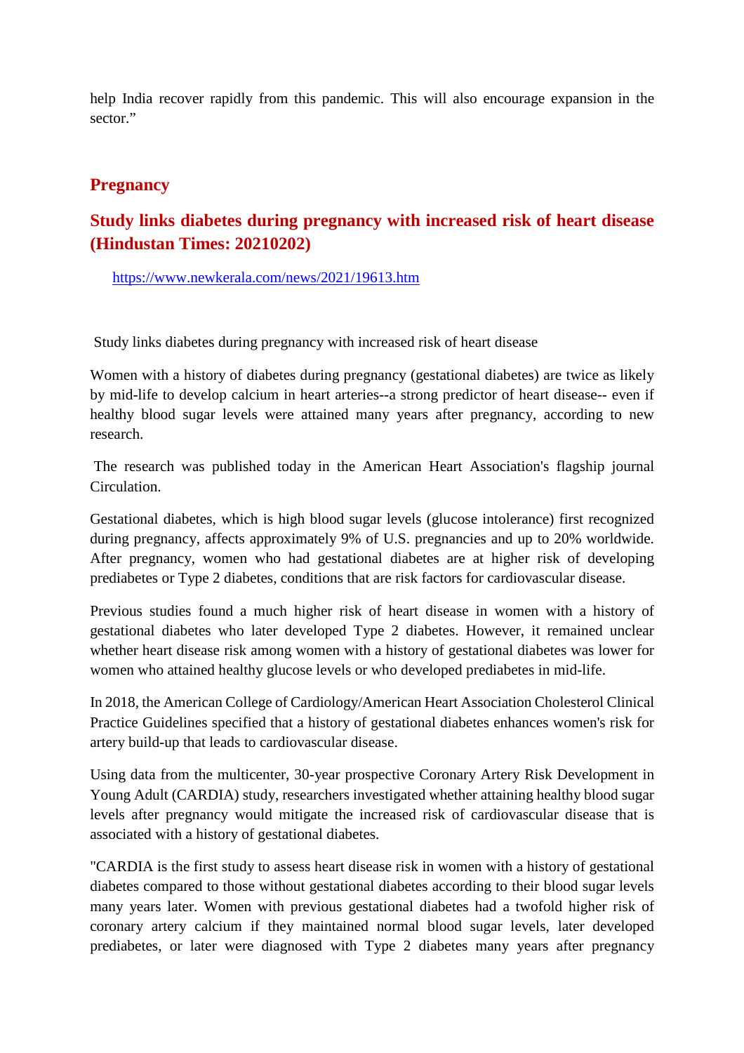help India recover rapidly from this pandemic. This will also encourage expansion in the sector."

## Pregnancy

## Study links diabetes during pregnancy with increased risk of heart disease (Hindustan Times: 20210202)

https://www.newkerala.com/news/2021/19613.htm

Study links diabetes during pregnancy with increased risk of heart disease

Women with a history of diabetes during pregnancy (gestational diabetes) are twice as likely by mid-life to develop calcium in heart arteries--a strong predictor of heart disease-- even if healthy blood sugar levels were attained many years after pregnancy, according to new research.

The research was published today in the American Heart Association's flagship journal Circulation.

Gestational diabetes, which is high blood sugar levels (glucose intolerance) first recognized during pregnancy, affects approximately 9% of U.S. pregnancies and up to 20% worldwide. After pregnancy, women who had gestational diabetes are at higher risk of developing prediabetes or Type 2 diabetes, conditions that are risk factors for cardiovascular disease.

Previous studies found a much higher risk of heart disease in women with a history of gestational diabetes who later developed Type 2 diabetes. However, it remained unclear whether heart disease risk among women with a history of gestational diabetes was lower for women who attained healthy glucose levels or who developed prediabetes in mid-life.

In 2018, the American College of Cardiology/American Heart Association Cholesterol Clinical Practice Guidelines specified that a history of gestational diabetes enhances women's risk for artery build-up that leads to cardiovascular disease.

Using data from the multicenter, 30-year prospective Coronary Artery Risk Development in Young Adult (CARDIA) study, researchers investigated whether attaining healthy blood sugar levels after pregnancy would mitigate the increased risk of cardiovascular disease that is associated with a history of gestational diabetes.

"CARDIA is the first study to assess heart disease risk in women with a history of gestational diabetes compared to those without gestational diabetes according to their blood sugar levels many years later. Women with previous gestational diabetes had a twofold higher risk of coronary artery calcium if they maintained normal blood sugar levels, later developed prediabetes, or later were diagnosed with Type 2 diabetes many years after pregnancy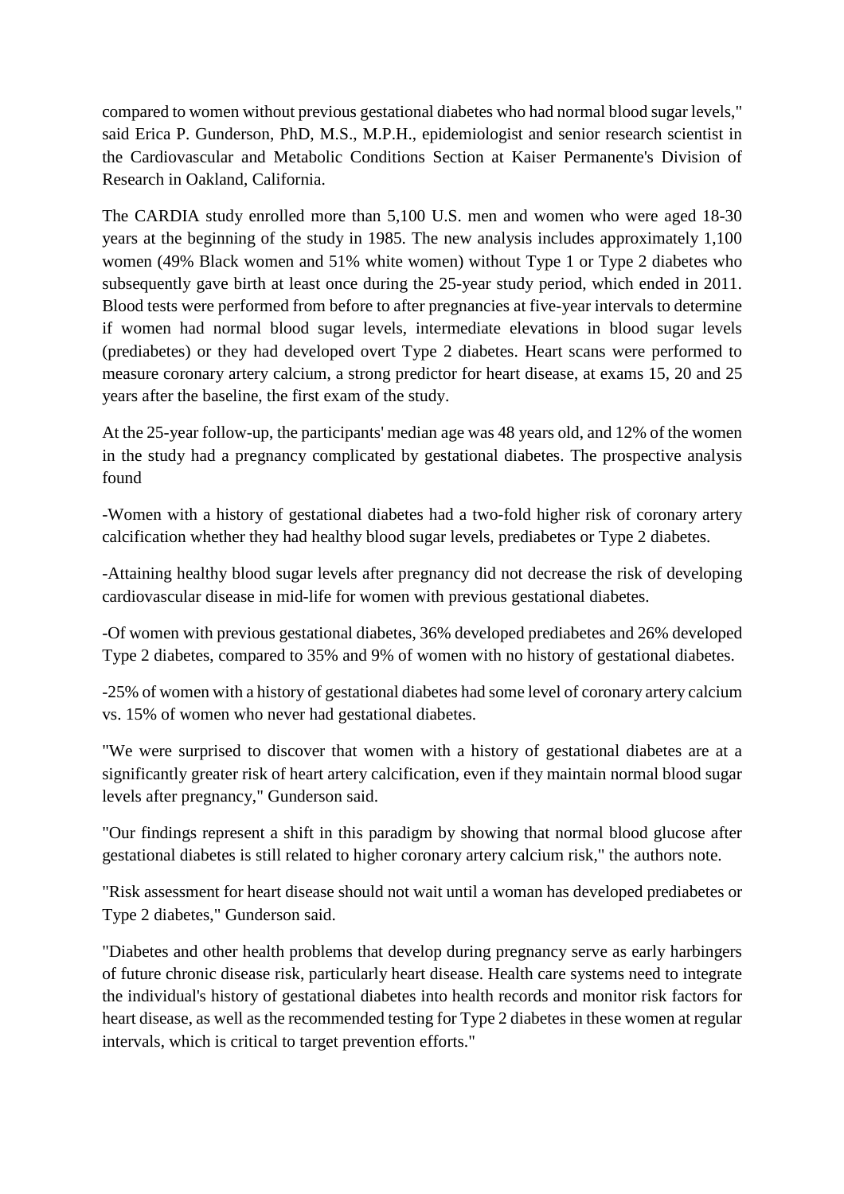compared to women without previous gestational diabetes who had normal blood sugar levels," said Erica P. Gunderson, PhD, M.S., M.P.H., epidemiologist and senior research scientist in the Cardiovascular and Metabolic Conditions Section at Kaiser Permanente's Division of Research in Oakland, California.

The CARDIA study enrolled more than 5,100 U.S. men and women who were aged 18-30 years at the beginning of the study in 1985. The new analysis includes approximately 1,100 women (49% Black women and 51% white women) without Type 1 or Type 2 diabetes who subsequently gave birth at least once during the 25-year study period, which ended in 2011. Blood tests were performed from before to after pregnancies at five-year intervals to determine if women had normal blood sugar levels, intermediate elevations in blood sugar levels (prediabetes) or they had developed overt Type 2 diabetes. Heart scans were performed to measure coronary artery calcium, a strong predictor for heart disease, at exams 15, 20 and 25 years after the baseline, the first exam of the study.

At the 25-year follow-up, the participants' median age was 48 years old, and 12% of the women in the study had a pregnancy complicated by gestational diabetes. The prospective analysis found

-Women with a history of gestational diabetes had a two-fold higher risk of coronary artery calcification whether they had healthy blood sugar levels, prediabetes or Type 2 diabetes.

-Attaining healthy blood sugar levels after pregnancy did not decrease the risk of developing cardiovascular disease in mid-life for women with previous gestational diabetes.

-Of women with previous gestational diabetes, 36% developed prediabetes and 26% developed Type 2 diabetes, compared to 35% and 9% of women with no history of gestational diabetes.

-25% of women with a history of gestational diabetes had some level of coronary artery calcium vs. 15% of women who never had gestational diabetes.

"We were surprised to discover that women with a history of gestational diabetes are at a significantly greater risk of heart artery calcification, even if they maintain normal blood sugar levels after pregnancy," Gunderson said.

"Our findings represent a shift in this paradigm by showing that normal blood glucose after gestational diabetes is still related to higher coronary artery calcium risk," the authors note.

"Risk assessment for heart disease should not wait until a woman has developed prediabetes or Type 2 diabetes," Gunderson said.

"Diabetes and other health problems that develop during pregnancy serve as early harbingers of future chronic disease risk, particularly heart disease. Health care systems need to integrate the individual's history of gestational diabetes into health records and monitor risk factors for heart disease, as well as the recommended testing for Type 2 diabetes in these women at regular intervals, which is critical to target prevention efforts."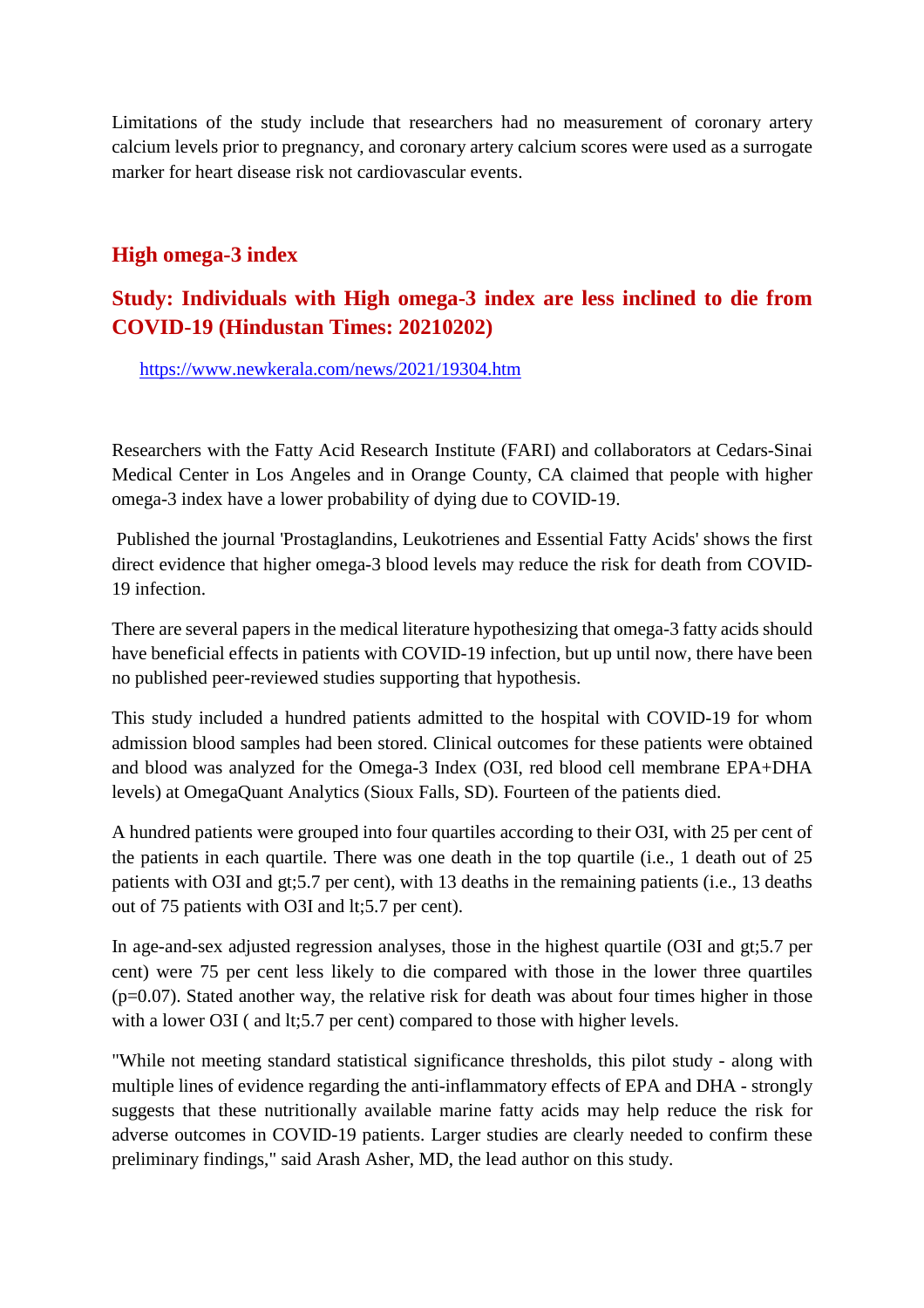Limitations of the study include that researchers had no measurement of coronary artery calcium levels prior to pregnancy, and coronary artery calcium scores were used as a surrogate marker for heart disease risk not cardiovascular events.

## High omega-3 index

## Study: Individuals with High omega-3 index are less inclined to die from COVID-19 (Hindustan Times: 20210202)

https://www.newkerala.com/news/2021/19304.htm

Researchers with the Fatty Acid Research Institute (FARI) and collaborators at Cedars-Sinai Medical Center in Los Angeles and in Orange County, CA claimed that people with higher omega-3 index have a lower probability of dying due to COVID-19.

Published the journal 'Prostaglandins, Leukotrienes and Essential Fatty Acids' shows the first direct evidence that higher omega-3 blood levels may reduce the risk for death from COVID-19 infection.

There are several papers in the medical literature hypothesizing that omega-3 fatty acids should have beneficial effects in patients with COVID-19 infection, but up until now, there have been no published peer-reviewed studies supporting that hypothesis.

This study included a hundred patients admitted to the hospital with COVID-19 for whom admission blood samples had been stored. Clinical outcomes for these patients were obtained and blood was analyzed for the Omega-3 Index (O3I, red blood cell membrane EPA+DHA levels) at OmegaQuant Analytics (Sioux Falls, SD). Fourteen of the patients died.

A hundred patients were grouped into four quartiles according to their O3I, with 25 per cent of the patients in each quartile. There was one death in the top quartile (i.e., 1 death out of 25 patients with O3I and gt;5.7 per cent), with 13 deaths in the remaining patients (i.e., 13 deaths out of 75 patients with O3I and lt;5.7 per cent).

In age-and-sex adjusted regression analyses, those in the highest quartile (O3I and gt;5.7 per cent) were 75 per cent less likely to die compared with those in the lower three quartiles (p=0.07). Stated another way, the relative risk for death was about four times higher in those with a lower O3I ( and lt;5.7 per cent) compared to those with higher levels.

"While not meeting standard statistical significance thresholds, this pilot study - along with multiple lines of evidence regarding the anti-inflammatory effects of EPA and DHA - strongly suggests that these nutritionally available marine fatty acids may help reduce the risk for adverse outcomes in COVID-19 patients. Larger studies are clearly needed to confirm these preliminary findings," said Arash Asher, MD, the lead author on this study.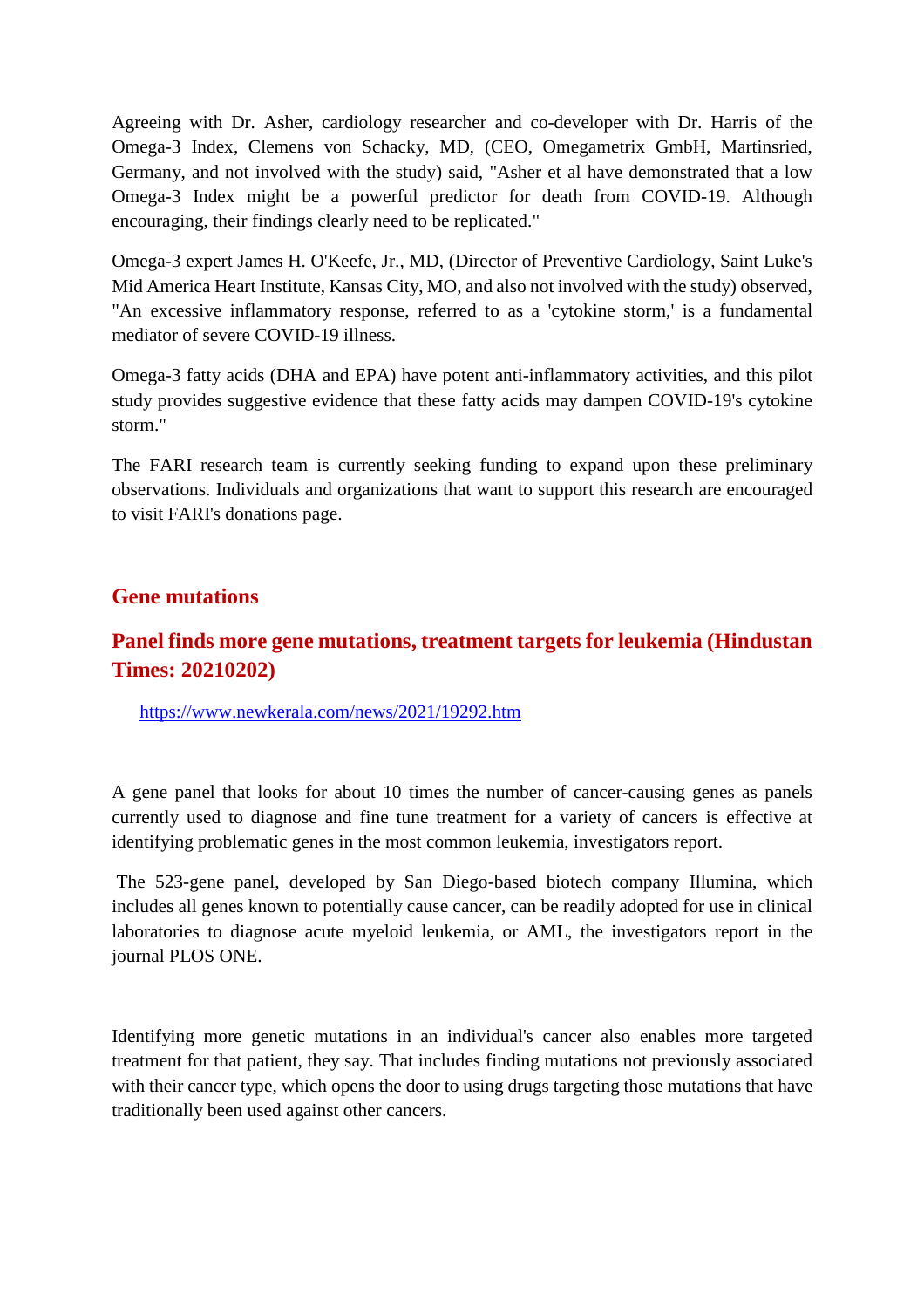Agreeing with Dr. Asher, cardiology researcher and co-developer with Dr. Harris of the Omega-3 Index, Clemens von Schacky, MD, (CEO, Omegametrix GmbH, Martinsried, Germany, and not involved with the study) said, "Asher et al have demonstrated that a low Omega-3 Index might be a powerful predictor for death from COVID-19. Although encouraging, their findings clearly need to be replicated."

Omega-3 expert James H. O'Keefe, Jr., MD, (Director of Preventive Cardiology, Saint Luke's Mid America Heart Institute, Kansas City, MO, and also not involved with the study) observed, "An excessive inflammatory response, referred to as a 'cytokine storm,' is a fundamental mediator of severe COVID-19 illness.

Omega-3 fatty acids (DHA and EPA) have potent anti-inflammatory activities, and this pilot study provides suggestive evidence that these fatty acids may dampen COVID-19's cytokine storm."

The FARI research team is currently seeking funding to expand upon these preliminary observations. Individuals and organizations that want to support this research are encouraged to visit FARI's donations page.

## Gene mutations

### Panel finds more gene mutations, treatment targets for leukemia (Hindustan Times: 20210202)

https://www.newkerala.com/news/2021/19292.htm

A gene panel that looks for about 10 times the number of cancer-causing genes as panels currently used to diagnose and fine tune treatment for a variety of cancers is effective at identifying problematic genes in the most common leukemia, investigators report.

The 523-gene panel, developed by San Diego-based biotech company Illumina, which includes all genes known to potentially cause cancer, can be readily adopted for use in clinical laboratories to diagnose acute myeloid leukemia, or AML, the investigators report in the journal PLOS ONE.

Identifying more genetic mutations in an individual's cancer also enables more targeted treatment for that patient, they say. That includes finding mutations not previously associated with their cancer type, which opens the door to using drugs targeting those mutations that have traditionally been used against other cancers.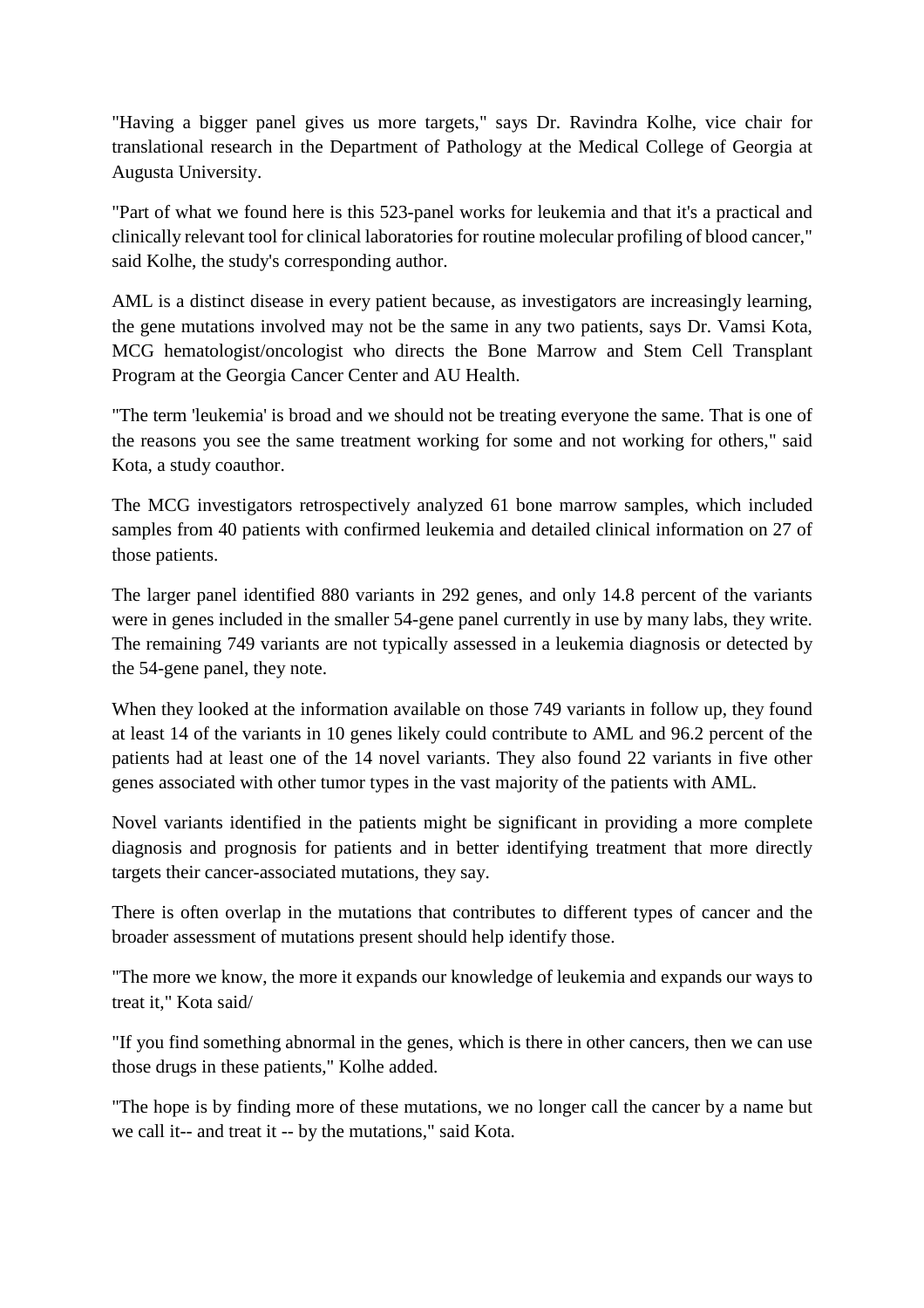"Having a bigger panel gives us more targets," says Dr. Ravindra Kolhe, vice chair for translational research in the Department of Pathology at the Medical College of Georgia at Augusta University.

"Part of what we found here is this 523-panel works for leukemia and that it's a practical and clinically relevant tool for clinical laboratories for routine molecular profiling of blood cancer," said Kolhe, the study's corresponding author.

AML is a distinct disease in every patient because, as investigators are increasingly learning, the gene mutations involved may not be the same in any two patients, says Dr. Vamsi Kota, MCG hematologist/oncologist who directs the Bone Marrow and Stem Cell Transplant Program at the Georgia Cancer Center and AU Health.

"The term 'leukemia' is broad and we should not be treating everyone the same. That is one of the reasons you see the same treatment working for some and not working for others," said Kota, a study coauthor.

The MCG investigators retrospectively analyzed 61 bone marrow samples, which included samples from 40 patients with confirmed leukemia and detailed clinical information on 27 of those patients.

The larger panel identified 880 variants in 292 genes, and only 14.8 percent of the variants were in genes included in the smaller 54-gene panel currently in use by many labs, they write. The remaining 749 variants are not typically assessed in a leukemia diagnosis or detected by the 54-gene panel, they note.

When they looked at the information available on those 749 variants in follow up, they found at least 14 of the variants in 10 genes likely could contribute to AML and 96.2 percent of the patients had at least one of the 14 novel variants. They also found 22 variants in five other genes associated with other tumor types in the vast majority of the patients with AML.

Novel variants identified in the patients might be significant in providing a more complete diagnosis and prognosis for patients and in better identifying treatment that more directly targets their cancer-associated mutations, they say.

There is often overlap in the mutations that contributes to different types of cancer and the broader assessment of mutations present should help identify those.

"The more we know, the more it expands our knowledge of leukemia and expands our ways to treat it," Kota said/

"If you find something abnormal in the genes, which is there in other cancers, then we can use those drugs in these patients," Kolhe added.

"The hope is by finding more of these mutations, we no longer call the cancer by a name but we call it-- and treat it -- by the mutations," said Kota.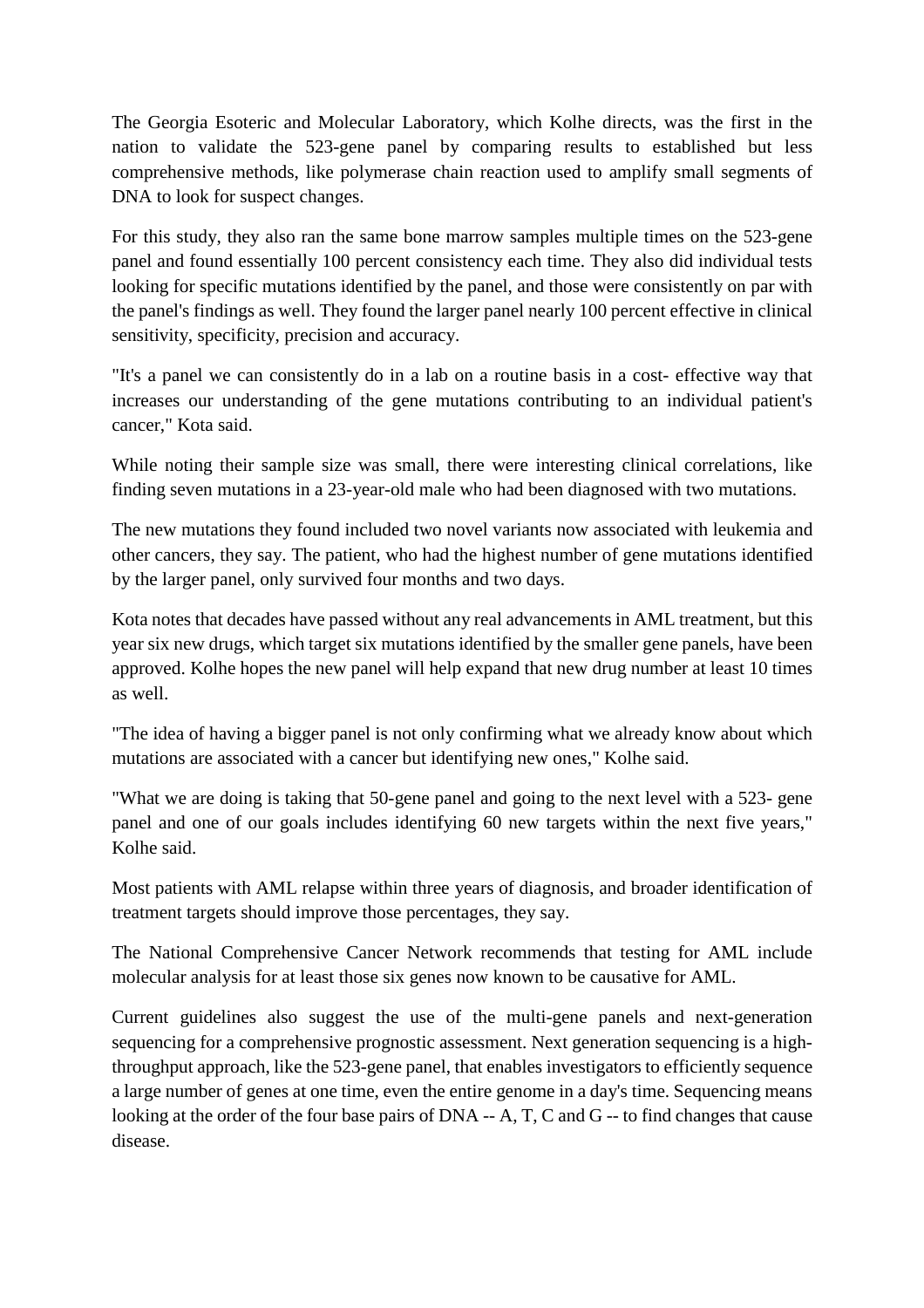The Georgia Esoteric and Molecular Laboratory, which Kolhe directs, was the first in the nation to validate the 523-gene panel by comparing results to established but less comprehensive methods, like polymerase chain reaction used to amplify small segments of DNA to look for suspect changes.

For this study, they also ran the same bone marrow samples multiple times on the 523-gene panel and found essentially 100 percent consistency each time. They also did individual tests looking for specific mutations identified by the panel, and those were consistently on par with the panel's findings as well. They found the larger panel nearly 100 percent effective in clinical sensitivity, specificity, precision and accuracy.

"It's a panel we can consistently do in a lab on a routine basis in a cost- effective way that increases our understanding of the gene mutations contributing to an individual patient's cancer," Kota said.

While noting their sample size was small, there were interesting clinical correlations, like finding seven mutations in a 23-year-old male who had been diagnosed with two mutations.

The new mutations they found included two novel variants now associated with leukemia and other cancers, they say. The patient, who had the highest number of gene mutations identified by the larger panel, only survived four months and two days.

Kota notes that decades have passed without any real advancements in AML treatment, but this year six new drugs, which target six mutations identified by the smaller gene panels, have been approved. Kolhe hopes the new panel will help expand that new drug number at least 10 times as well.

"The idea of having a bigger panel is not only confirming what we already know about which mutations are associated with a cancer but identifying new ones," Kolhe said.

"What we are doing is taking that 50-gene panel and going to the next level with a 523- gene panel and one of our goals includes identifying 60 new targets within the next five years," Kolhe said.

Most patients with AML relapse within three years of diagnosis, and broader identification of treatment targets should improve those percentages, they say.

The National Comprehensive Cancer Network recommends that testing for AML include molecular analysis for at least those six genes now known to be causative for AML.

Current guidelines also suggest the use of the multi-gene panels and next-generation sequencing for a comprehensive prognostic assessment. Next generation sequencing is a high-throughput approach, like the 523-gene panel, that enables investigators to efficiently sequence a large number of genes at one time, even the entire genome in a day's time. Sequencing means looking at the order of the four base pairs of DNA -- A, T, C and G -- to find changes that cause disease.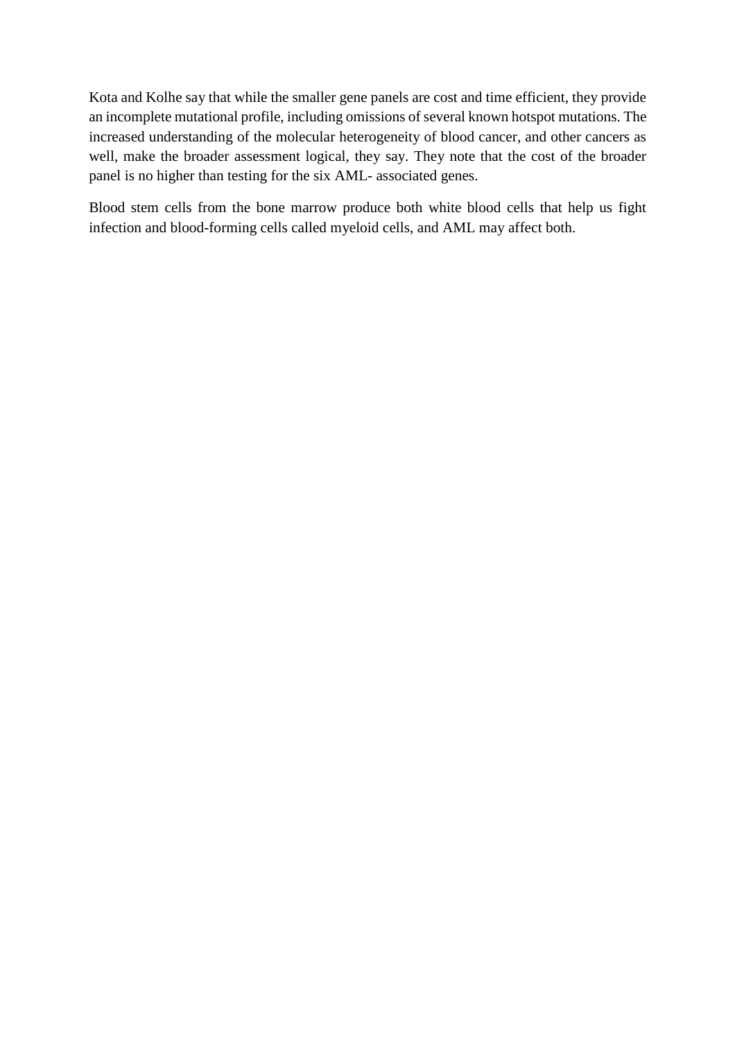Kota and Kolhe say that while the smaller gene panels are cost and time efficient, they provide an incomplete mutational profile, including omissions of several known hotspot mutations. The increased understanding of the molecular heterogeneity of blood cancer, and other cancers as well, make the broader assessment logical, they say. They note that the cost of the broader panel is no higher than testing for the six AML- associated genes.

Blood stem cells from the bone marrow produce both white blood cells that help us fight infection and blood-forming cells called myeloid cells, and AML may affect both.